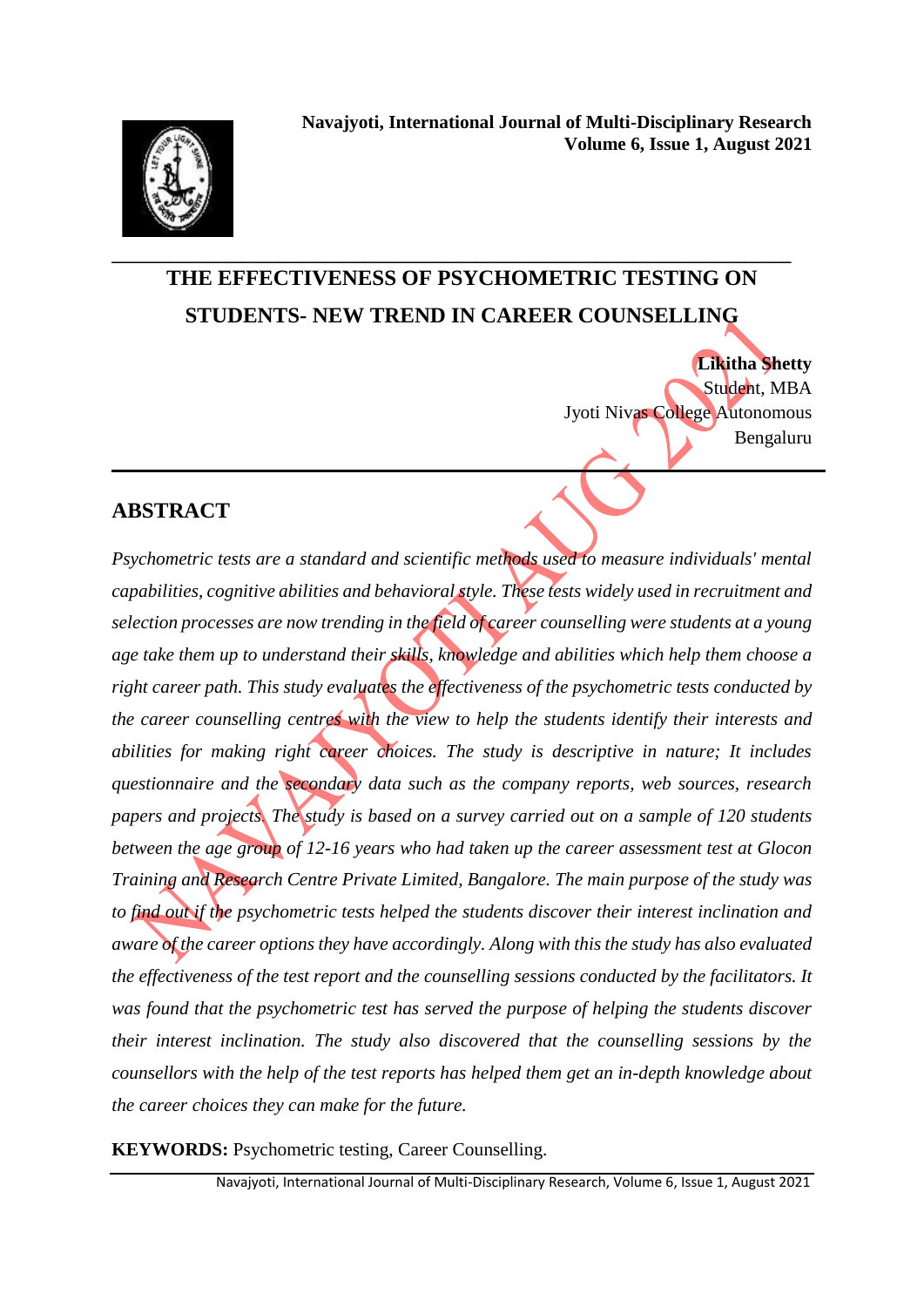# THE EFFECTIVENESS OF PSYCHOMETRIC TESTING ON STUDENTS- NEW TREND IN CAREER COUNSELLING

**Likitha Shetty**
Student, MBA
Jyoti Nivas College Autonomous
Bengaluru

## ABSTRACT

*Psychometric tests are a standard and scientific methods used to measure individuals' mental capabilities, cognitive abilities and behavioral style. These tests widely used in recruitment and selection processes are now trending in the field of career counselling were students at a young age take them up to understand their skills, knowledge and abilities which help them choose a right career path. This study evaluates the effectiveness of the psychometric tests conducted by the career counselling centres with the view to help the students identify their interests and abilities for making right career choices. The study is descriptive in nature; It includes questionnaire and the secondary data such as the company reports, web sources, research papers and projects. The study is based on a survey carried out on a sample of 120 students between the age group of 12-16 years who had taken up the career assessment test at Glocon Training and Research Centre Private Limited, Bangalore. The main purpose of the study was to find out if the psychometric tests helped the students discover their interest inclination and aware of the career options they have accordingly. Along with this the study has also evaluated the effectiveness of the test report and the counselling sessions conducted by the facilitators. It was found that the psychometric test has served the purpose of helping the students discover their interest inclination. The study also discovered that the counselling sessions by the counsellors with the help of the test reports has helped them get an in-depth knowledge about the career choices they can make for the future.*

**KEYWORDS:** Psychometric testing, Career Counselling.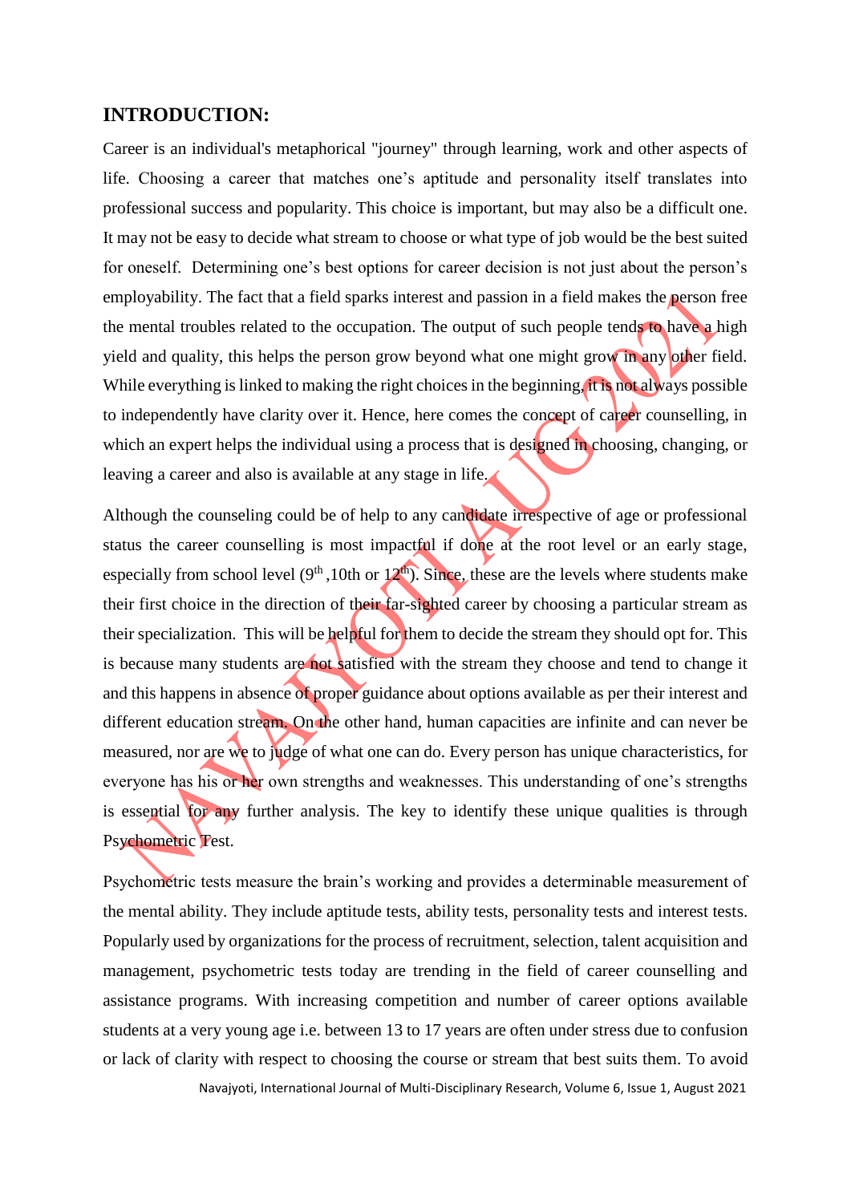## INTRODUCTION:

Career is an individual's metaphorical "journey" through learning, work and other aspects of life. Choosing a career that matches one's aptitude and personality itself translates into professional success and popularity. This choice is important, but may also be a difficult one. It may not be easy to decide what stream to choose or what type of job would be the best suited for oneself. Determining one's best options for career decision is not just about the person's employability. The fact that a field sparks interest and passion in a field makes the person free the mental troubles related to the occupation. The output of such people tends to have a high yield and quality, this helps the person grow beyond what one might grow in any other field. While everything is linked to making the right choices in the beginning, it is not always possible to independently have clarity over it. Hence, here comes the concept of career counselling, in which an expert helps the individual using a process that is designed in choosing, changing, or leaving a career and also is available at any stage in life.

Although the counseling could be of help to any candidate irrespective of age or professional status the career counselling is most impactful if done at the root level or an early stage, especially from school level ($9^{th}$ ,10th or $12^{th}$). Since, these are the levels where students make their first choice in the direction of their far-sighted career by choosing a particular stream as their specialization. This will be helpful for them to decide the stream they should opt for. This is because many students are not satisfied with the stream they choose and tend to change it and this happens in absence of proper guidance about options available as per their interest and different education stream. On the other hand, human capacities are infinite and can never be measured, nor are we to judge of what one can do. Every person has unique characteristics, for everyone has his or her own strengths and weaknesses. This understanding of one's strengths is essential for any further analysis. The key to identify these unique qualities is through Psychometric Test.

Psychometric tests measure the brain's working and provides a determinable measurement of the mental ability. They include aptitude tests, ability tests, personality tests and interest tests. Popularly used by organizations for the process of recruitment, selection, talent acquisition and management, psychometric tests today are trending in the field of career counselling and assistance programs. With increasing competition and number of career options available students at a very young age i.e. between 13 to 17 years are often under stress due to confusion or lack of clarity with respect to choosing the course or stream that best suits them. To avoid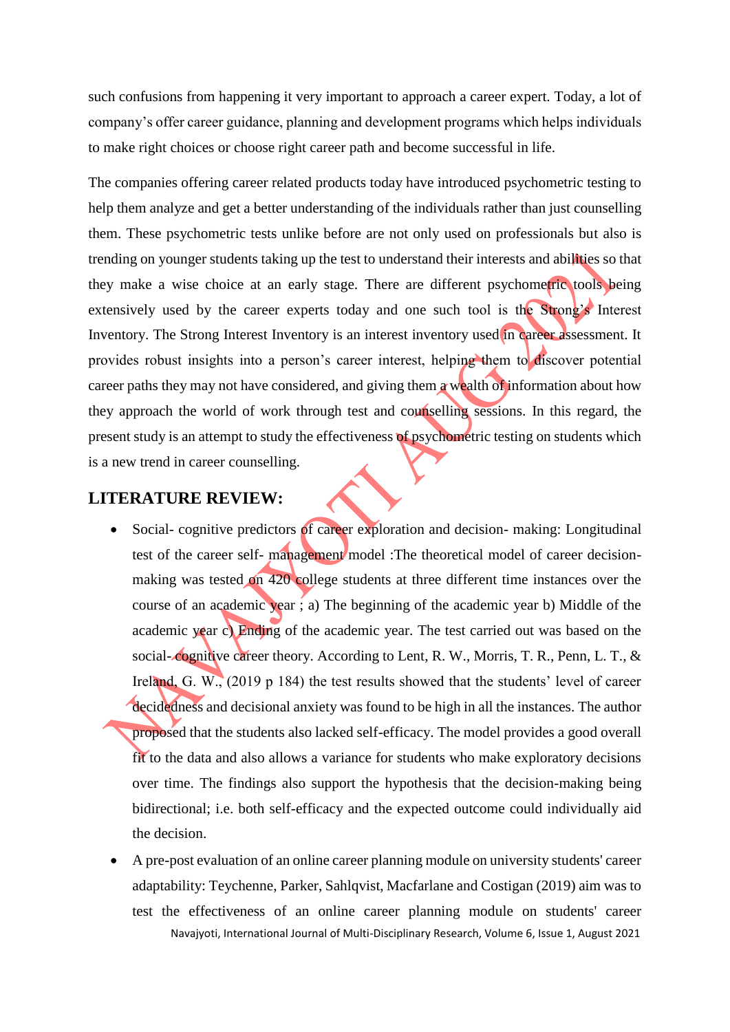such confusions from happening it very important to approach a career expert. Today, a lot of company's offer career guidance, planning and development programs which helps individuals to make right choices or choose right career path and become successful in life.

The companies offering career related products today have introduced psychometric testing to help them analyze and get a better understanding of the individuals rather than just counselling them. These psychometric tests unlike before are not only used on professionals but also is trending on younger students taking up the test to understand their interests and abilities so that they make a wise choice at an early stage. There are different psychometric tools being extensively used by the career experts today and one such tool is the Strong's Interest Inventory. The Strong Interest Inventory is an interest inventory used in career assessment. It provides robust insights into a person's career interest, helping them to discover potential career paths they may not have considered, and giving them a wealth of information about how they approach the world of work through test and counselling sessions. In this regard, the present study is an attempt to study the effectiveness of psychometric testing on students which is a new trend in career counselling.

## LITERATURE REVIEW:

- Social- cognitive predictors of career exploration and decision- making: Longitudinal test of the career self- management model :The theoretical model of career decision-making was tested on 420 college students at three different time instances over the course of an academic year ; a) The beginning of the academic year b) Middle of the academic year c) Ending of the academic year. The test carried out was based on the social- cognitive career theory. According to Lent, R. W., Morris, T. R., Penn, L. T., & Ireland, G. W., (2019 p 184) the test results showed that the students' level of career decidedness and decisional anxiety was found to be high in all the instances. The author proposed that the students also lacked self-efficacy. The model provides a good overall fit to the data and also allows a variance for students who make exploratory decisions over time. The findings also support the hypothesis that the decision-making being bidirectional; i.e. both self-efficacy and the expected outcome could individually aid the decision.
- A pre-post evaluation of an online career planning module on university students' career adaptability: Teychenne, Parker, Sahlqvist, Macfarlane and Costigan (2019) aim was to test the effectiveness of an online career planning module on students' career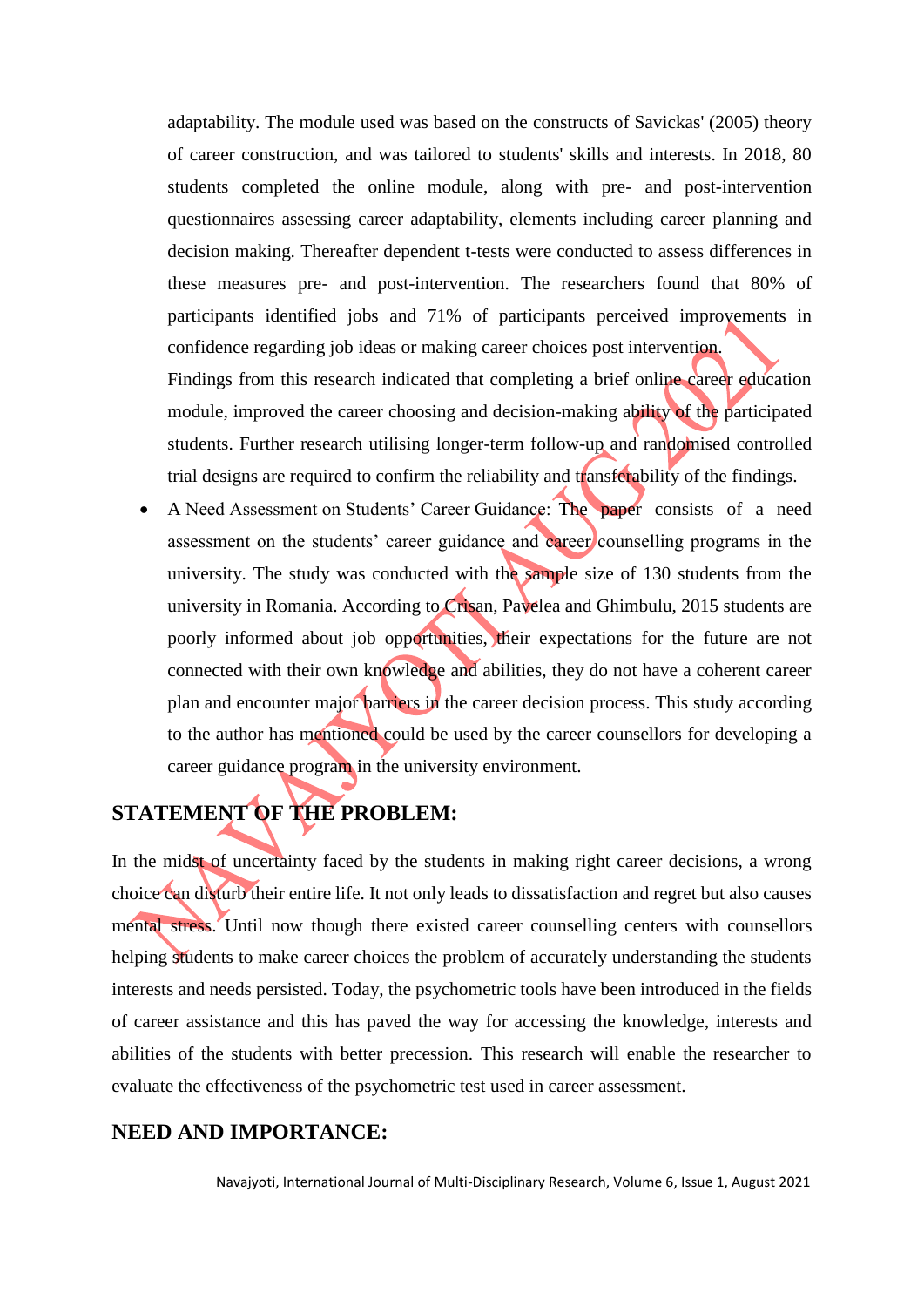adaptability. The module used was based on the constructs of Savickas' (2005) theory of career construction, and was tailored to students' skills and interests. In 2018, 80 students completed the online module, along with pre- and post-intervention questionnaires assessing career adaptability, elements including career planning and decision making. Thereafter dependent t-tests were conducted to assess differences in these measures pre- and post-intervention. The researchers found that 80% of participants identified jobs and 71% of participants perceived improvements in confidence regarding job ideas or making career choices post intervention.
Findings from this research indicated that completing a brief online career education module, improved the career choosing and decision-making ability of the participated students. Further research utilising longer-term follow-up and randomised controlled trial designs are required to confirm the reliability and transferability of the findings.

- A Need Assessment on Students' Career Guidance: The paper consists of a need assessment on the students' career guidance and career counselling programs in the university. The study was conducted with the sample size of 130 students from the university in Romania. According to Crisan, Pavelea and Ghimbulu, 2015 students are poorly informed about job opportunities, their expectations for the future are not connected with their own knowledge and abilities, they do not have a coherent career plan and encounter major barriers in the career decision process. This study according to the author has mentioned could be used by the career counsellors for developing a career guidance program in the university environment.

## STATEMENT OF THE PROBLEM:

In the midst of uncertainty faced by the students in making right career decisions, a wrong choice can disturb their entire life. It not only leads to dissatisfaction and regret but also causes mental stress. Until now though there existed career counselling centers with counsellors helping students to make career choices the problem of accurately understanding the students interests and needs persisted. Today, the psychometric tools have been introduced in the fields of career assistance and this has paved the way for accessing the knowledge, interests and abilities of the students with better precession. This research will enable the researcher to evaluate the effectiveness of the psychometric test used in career assessment.

## NEED AND IMPORTANCE: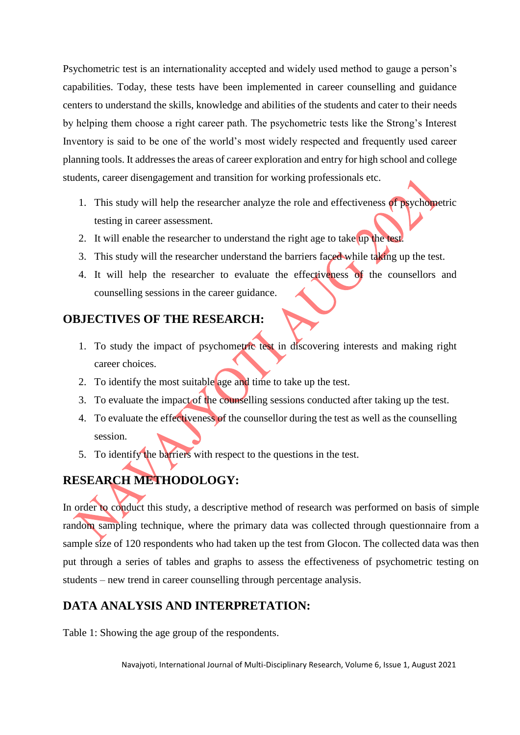Psychometric test is an internationality accepted and widely used method to gauge a person's capabilities. Today, these tests have been implemented in career counselling and guidance centers to understand the skills, knowledge and abilities of the students and cater to their needs by helping them choose a right career path. The psychometric tests like the Strong's Interest Inventory is said to be one of the world's most widely respected and frequently used career planning tools. It addresses the areas of career exploration and entry for high school and college students, career disengagement and transition for working professionals etc.

1. This study will help the researcher analyze the role and effectiveness of psychometric testing in career assessment.
2. It will enable the researcher to understand the right age to take up the test.
3. This study will the researcher understand the barriers faced while taking up the test.
4. It will help the researcher to evaluate the effectiveness of the counsellors and counselling sessions in the career guidance.

## OBJECTIVES OF THE RESEARCH:

1. To study the impact of psychometric test in discovering interests and making right career choices.
2. To identify the most suitable age and time to take up the test.
3. To evaluate the impact of the counselling sessions conducted after taking up the test.
4. To evaluate the effectiveness of the counsellor during the test as well as the counselling session.
5. To identify the barriers with respect to the questions in the test.

## RESEARCH METHODOLOGY:

In order to conduct this study, a descriptive method of research was performed on basis of simple random sampling technique, where the primary data was collected through questionnaire from a sample size of 120 respondents who had taken up the test from Glocon. The collected data was then put through a series of tables and graphs to assess the effectiveness of psychometric testing on students – new trend in career counselling through percentage analysis.

## DATA ANALYSIS AND INTERPRETATION:

Table 1: Showing the age group of the respondents.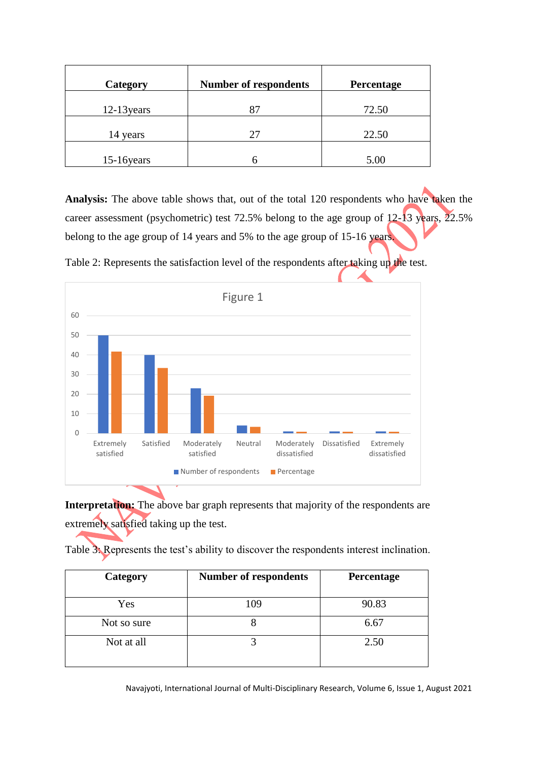| Category | Number of respondents | Percentage |
|---|---|---|
| 12-13years | 87 | 72.50 |
| 14 years | 27 | 22.50 |
| 15-16years | 6 | 5.00 |

**Analysis:** The above table shows that, out of the total 120 respondents who have taken the career assessment (psychometric) test 72.5% belong to the age group of 12-13 years, 22.5% belong to the age group of 14 years and 5% to the age group of 15-16 years.

Table 2: Represents the satisfaction level of the respondents after taking up the test.

Figure 1

**Interpretation:** The above bar graph represents that majority of the respondents are extremely satisfied taking up the test.

Table 3: Represents the test's ability to discover the respondents interest inclination.

| Category | Number of respondents | Percentage |
|---|---|---|
| Yes | 109 | 90.83 |
| Not so sure | 8 | 6.67 |
| Not at all | 3 | 2.50 |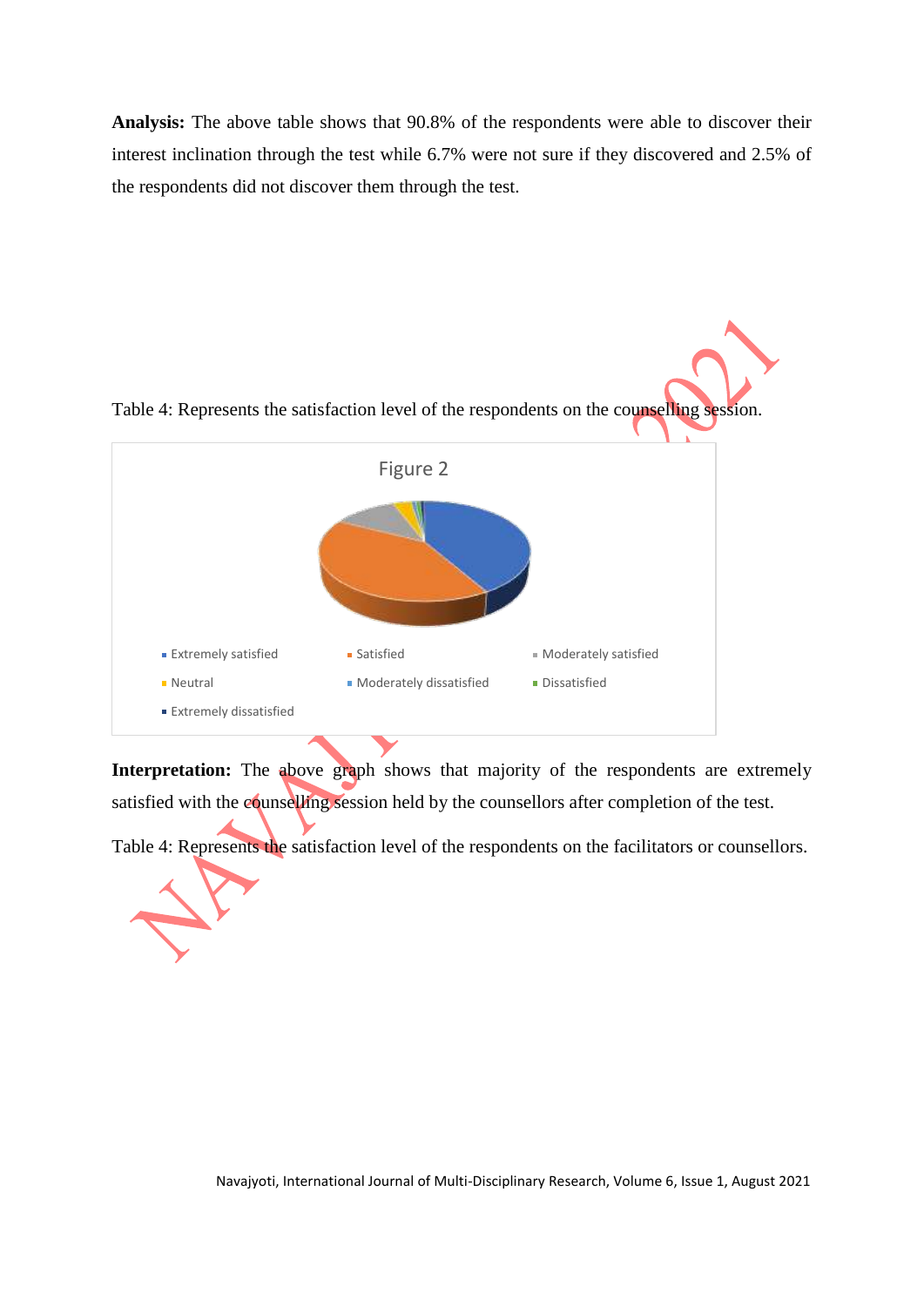**Analysis:** The above table shows that 90.8% of the respondents were able to discover their interest inclination through the test while 6.7% were not sure if they discovered and 2.5% of the respondents did not discover them through the test.

Table 4: Represents the satisfaction level of the respondents on the counselling session.

Figure 2

- Extremely satisfied
- Satisfied
- Moderately satisfied
- Neutral
- Moderately dissatisfied
- Dissatisfied
- Extremely dissatisfied

**Interpretation:** The above graph shows that majority of the respondents are extremely satisfied with the counselling session held by the counsellors after completion of the test.

Table 4: Represents the satisfaction level of the respondents on the facilitators or counsellors.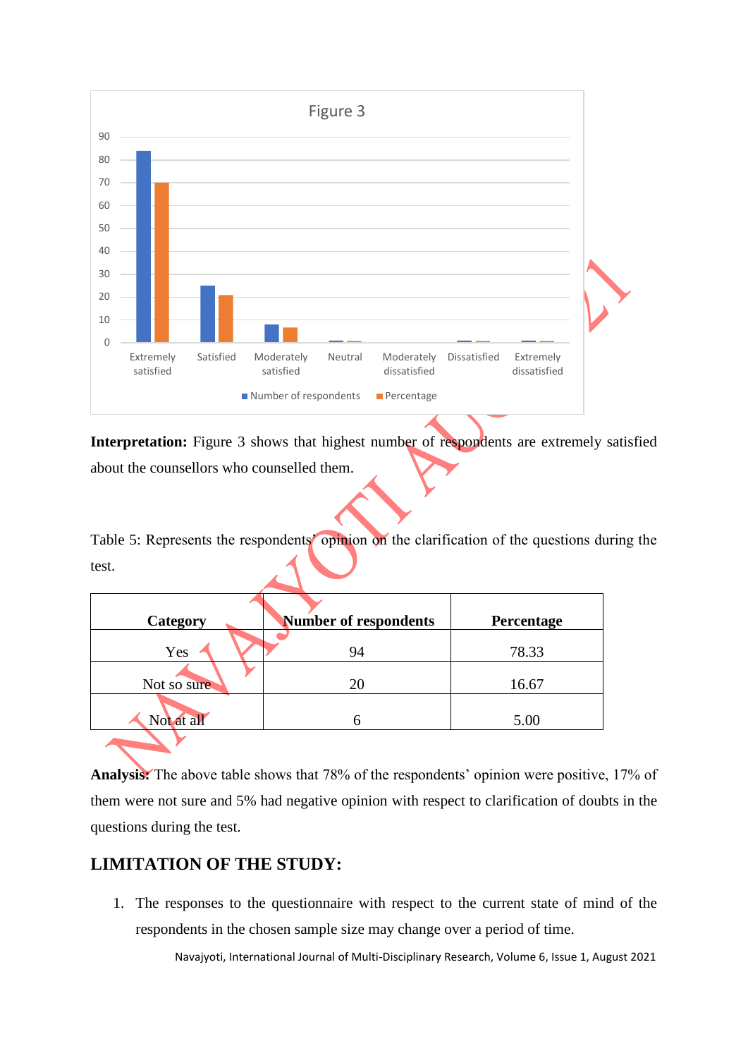Figure 3

**Interpretation:** Figure 3 shows that highest number of respondents are extremely satisfied about the counsellors who counselled them.

Table 5: Represents the respondents' opinion on the clarification of the questions during the test.

| Category | Number of respondents | Percentage |
|---|---|---|
| Yes | 94 | 78.33 |
| Not so sure | 20 | 16.67 |
| Not at all | 6 | 5.00 |

**Analysis:** The above table shows that 78% of the respondents' opinion were positive, 17% of them were not sure and 5% had negative opinion with respect to clarification of doubts in the questions during the test.

## LIMITATION OF THE STUDY:

1. The responses to the questionnaire with respect to the current state of mind of the respondents in the chosen sample size may change over a period of time.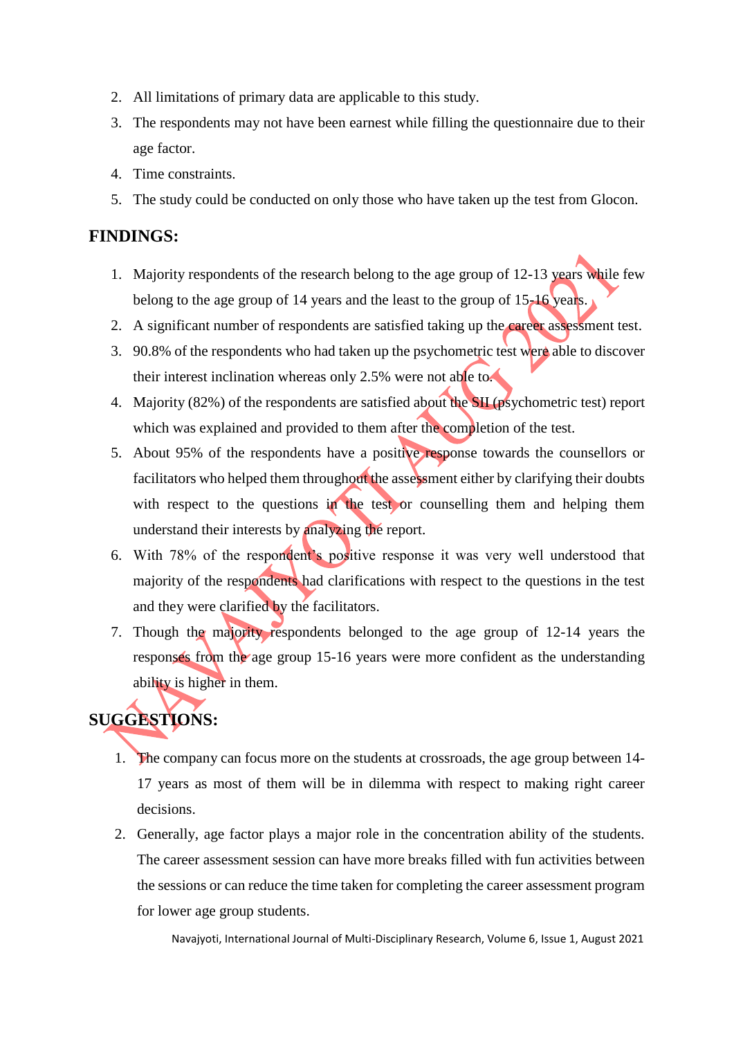2. All limitations of primary data are applicable to this study.
3. The respondents may not have been earnest while filling the questionnaire due to their age factor.
4. Time constraints.
5. The study could be conducted on only those who have taken up the test from Glocon.

## FINDINGS:

1. Majority respondents of the research belong to the age group of 12-13 years while few belong to the age group of 14 years and the least to the group of 15-16 years.
2. A significant number of respondents are satisfied taking up the career assessment test.
3. 90.8% of the respondents who had taken up the psychometric test were able to discover their interest inclination whereas only 2.5% were not able to.
4. Majority (82%) of the respondents are satisfied about the SII (psychometric test) report which was explained and provided to them after the completion of the test.
5. About 95% of the respondents have a positive response towards the counsellors or facilitators who helped them throughout the assessment either by clarifying their doubts with respect to the questions in the test or counselling them and helping them understand their interests by analyzing the report.
6. With 78% of the respondent's positive response it was very well understood that majority of the respondents had clarifications with respect to the questions in the test and they were clarified by the facilitators.
7. Though the majority respondents belonged to the age group of 12-14 years the responses from the age group 15-16 years were more confident as the understanding ability is higher in them.

## SUGGESTIONS:

1. The company can focus more on the students at crossroads, the age group between 14-17 years as most of them will be in dilemma with respect to making right career decisions.
2. Generally, age factor plays a major role in the concentration ability of the students. The career assessment session can have more breaks filled with fun activities between the sessions or can reduce the time taken for completing the career assessment program for lower age group students.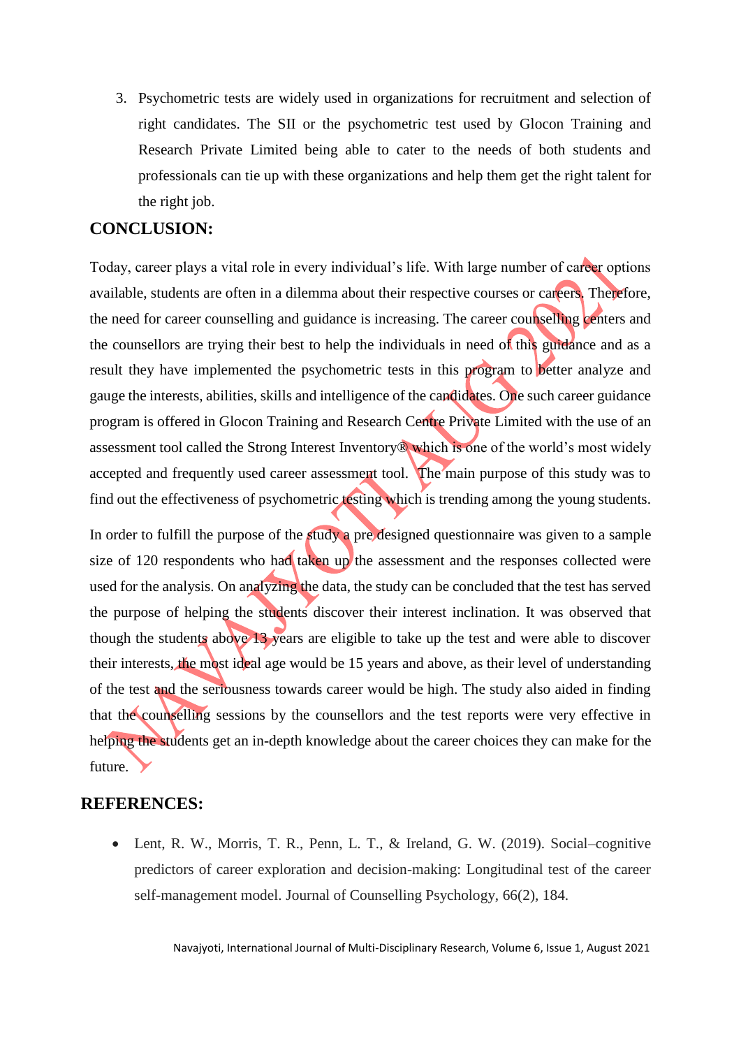3. Psychometric tests are widely used in organizations for recruitment and selection of right candidates. The SII or the psychometric test used by Glocon Training and Research Private Limited being able to cater to the needs of both students and professionals can tie up with these organizations and help them get the right talent for the right job.

## CONCLUSION:

Today, career plays a vital role in every individual's life. With large number of career options available, students are often in a dilemma about their respective courses or careers. Therefore, the need for career counselling and guidance is increasing. The career counselling centers and the counsellors are trying their best to help the individuals in need of this guidance and as a result they have implemented the psychometric tests in this program to better analyze and gauge the interests, abilities, skills and intelligence of the candidates. One such career guidance program is offered in Glocon Training and Research Centre Private Limited with the use of an assessment tool called the Strong Interest Inventory® which is one of the world's most widely accepted and frequently used career assessment tool. The main purpose of this study was to find out the effectiveness of psychometric testing which is trending among the young students.

In order to fulfill the purpose of the study a pre designed questionnaire was given to a sample size of 120 respondents who had taken up the assessment and the responses collected were used for the analysis. On analyzing the data, the study can be concluded that the test has served the purpose of helping the students discover their interest inclination. It was observed that though the students above 13 years are eligible to take up the test and were able to discover their interests, the most ideal age would be 15 years and above, as their level of understanding of the test and the seriousness towards career would be high. The study also aided in finding that the counselling sessions by the counsellors and the test reports were very effective in helping the students get an in-depth knowledge about the career choices they can make for the future.

## REFERENCES:

- Lent, R. W., Morris, T. R., Penn, L. T., & Ireland, G. W. (2019). Social–cognitive predictors of career exploration and decision-making: Longitudinal test of the career self-management model. Journal of Counselling Psychology, 66(2), 184.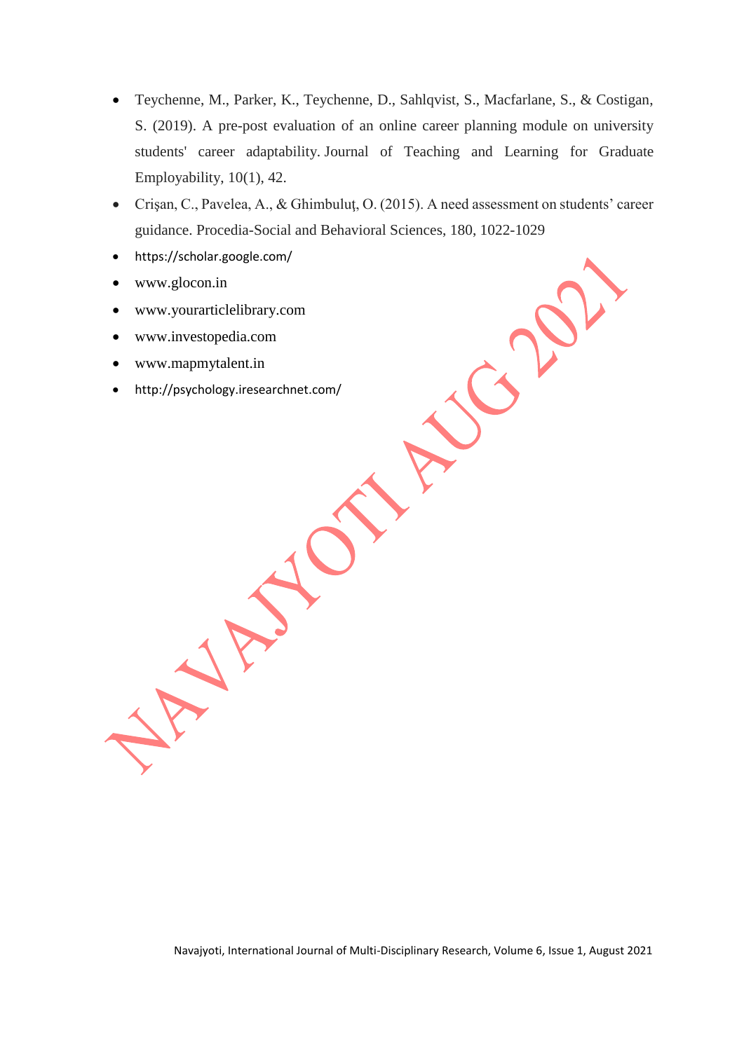- Teychenne, M., Parker, K., Teychenne, D., Sahlqvist, S., Macfarlane, S., & Costigan, S. (2019). A pre-post evaluation of an online career planning module on university students' career adaptability. Journal of Teaching and Learning for Graduate Employability, 10(1), 42.
- Crişan, C., Pavelea, A., & Ghimbuluţ, O. (2015). A need assessment on students' career guidance. Procedia-Social and Behavioral Sciences, 180, 1022-1029
- https://scholar.google.com/
- www.glocon.in
- www.yourarticlelibrary.com
- www.investopedia.com
- www.mapmytalent.in
- http://psychology.iresearchnet.com/